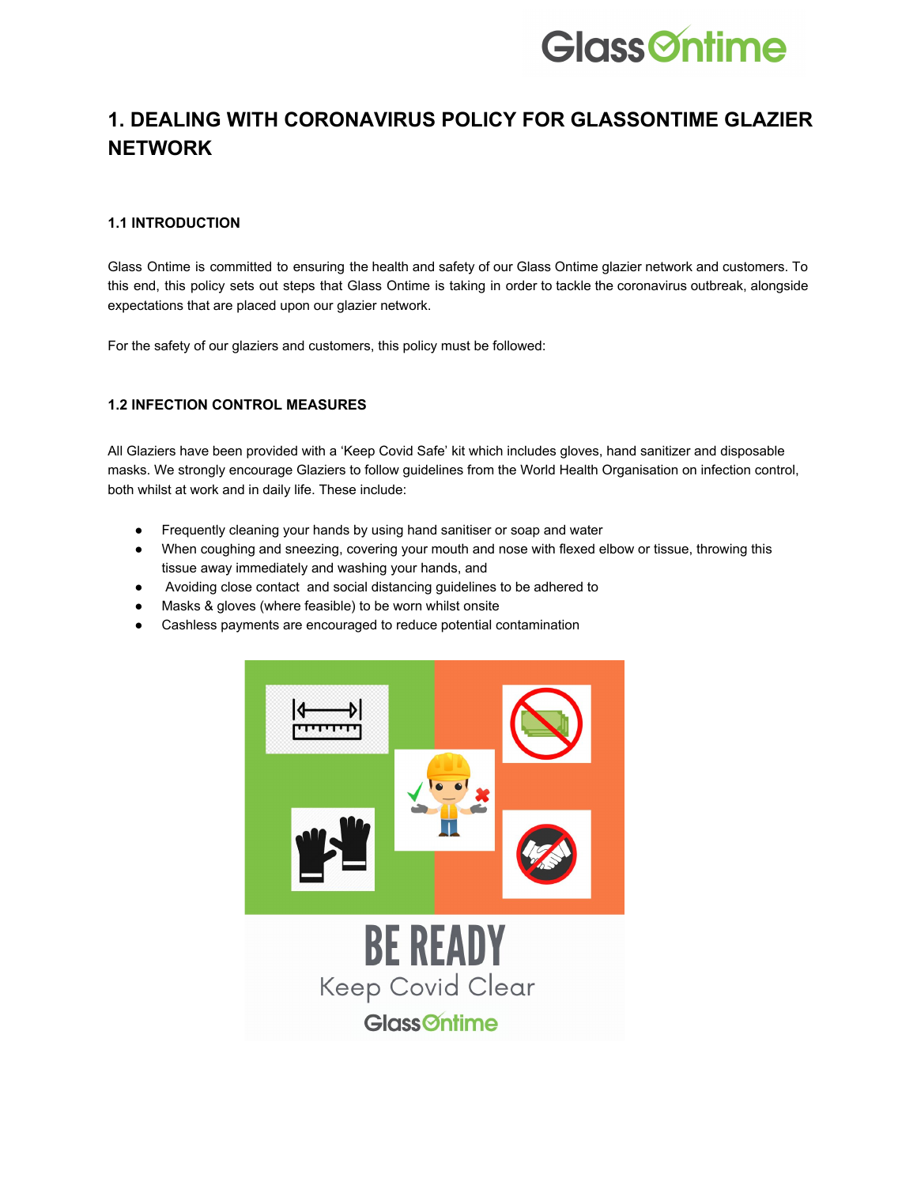# 1. DEALING WITH CORONAVIRUS POLICY FOR GLASSONTIME GLAZIER NETWORK

### 1.1 INTRODUCTION

Glass Ontime is committed to ensuring the health and safety of our Glass Ontime glazier network and customers. To this end, this policy sets out steps that Glass Ontime is taking in order to tackle the coronavirus outbreak, alongside expectations that are placed upon our glazier network.

For the safety of our glaziers and customers, this policy must be followed:

### 1.2 INFECTION CONTROL MEASURES

All Glaziers have been provided with a 'Keep Covid Safe' kit which includes gloves, hand sanitizer and disposable masks. We strongly encourage Glaziers to follow guidelines from the World Health Organisation on infection control, both whilst at work and in daily life. These include:

- Frequently cleaning your hands by using hand sanitiser or soap and water
- When coughing and sneezing, covering your mouth and nose with flexed elbow or tissue, throwing this tissue away immediately and washing your hands, and
- Avoiding close contact and social distancing guidelines to be adhered to
- Masks & gloves (where feasible) to be worn whilst onsite
- Cashless payments are encouraged to reduce potential contamination

BE READY

Keep Covid Clear

GlassOntime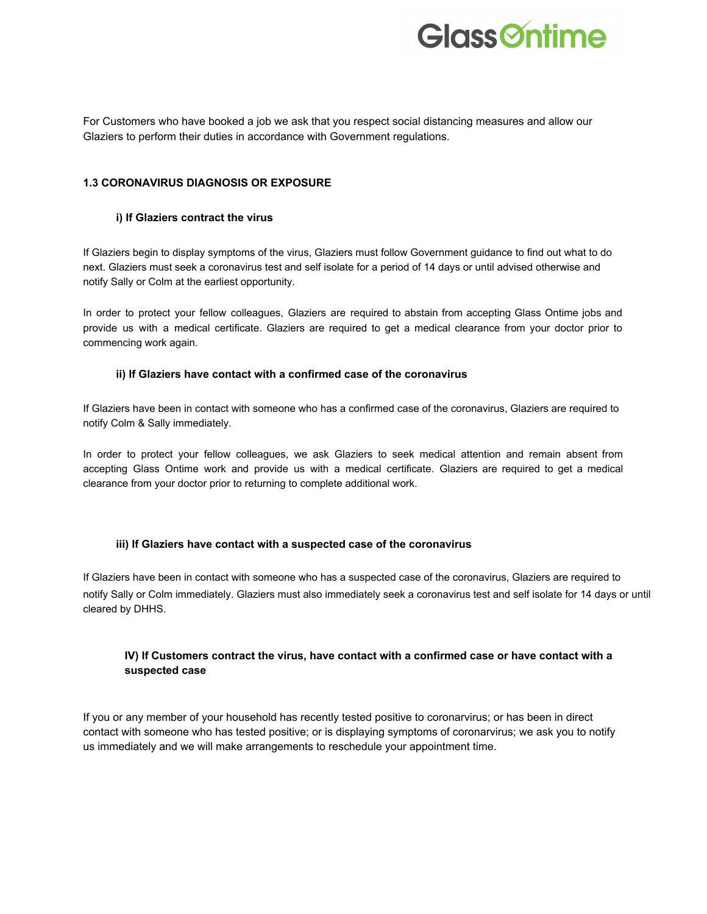For Customers who have booked a job we ask that you respect social distancing measures and allow our Glaziers to perform their duties in accordance with Government regulations.

### 1.3 CORONAVIRUS DIAGNOSIS OR EXPOSURE

#### i) If Glaziers contract the virus

If Glaziers begin to display symptoms of the virus, Glaziers must follow Government guidance to find out what to do next. Glaziers must seek a coronavirus test and self isolate for a period of 14 days or until advised otherwise and notify Sally or Colm at the earliest opportunity.

In order to protect your fellow colleagues, Glaziers are required to abstain from accepting Glass Ontime jobs and provide us with a medical certificate. Glaziers are required to get a medical clearance from your doctor prior to commencing work again.

#### ii) If Glaziers have contact with a confirmed case of the coronavirus

If Glaziers have been in contact with someone who has a confirmed case of the coronavirus, Glaziers are required to notify Colm & Sally immediately.

In order to protect your fellow colleagues, we ask Glaziers to seek medical attention and remain absent from accepting Glass Ontime work and provide us with a medical certificate. Glaziers are required to get a medical clearance from your doctor prior to returning to complete additional work.

#### iii) If Glaziers have contact with a suspected case of the coronavirus

If Glaziers have been in contact with someone who has a suspected case of the coronavirus, Glaziers are required to notify Sally or Colm immediately. Glaziers must also immediately seek a coronavirus test and self isolate for 14 days or until cleared by DHHS.

#### IV) If Customers contract the virus, have contact with a confirmed case or have contact with a suspected case

If you or any member of your household has recently tested positive to coronarvirus; or has been in direct contact with someone who has tested positive; or is displaying symptoms of coronarvirus; we ask you to notify us immediately and we will make arrangements to reschedule your appointment time.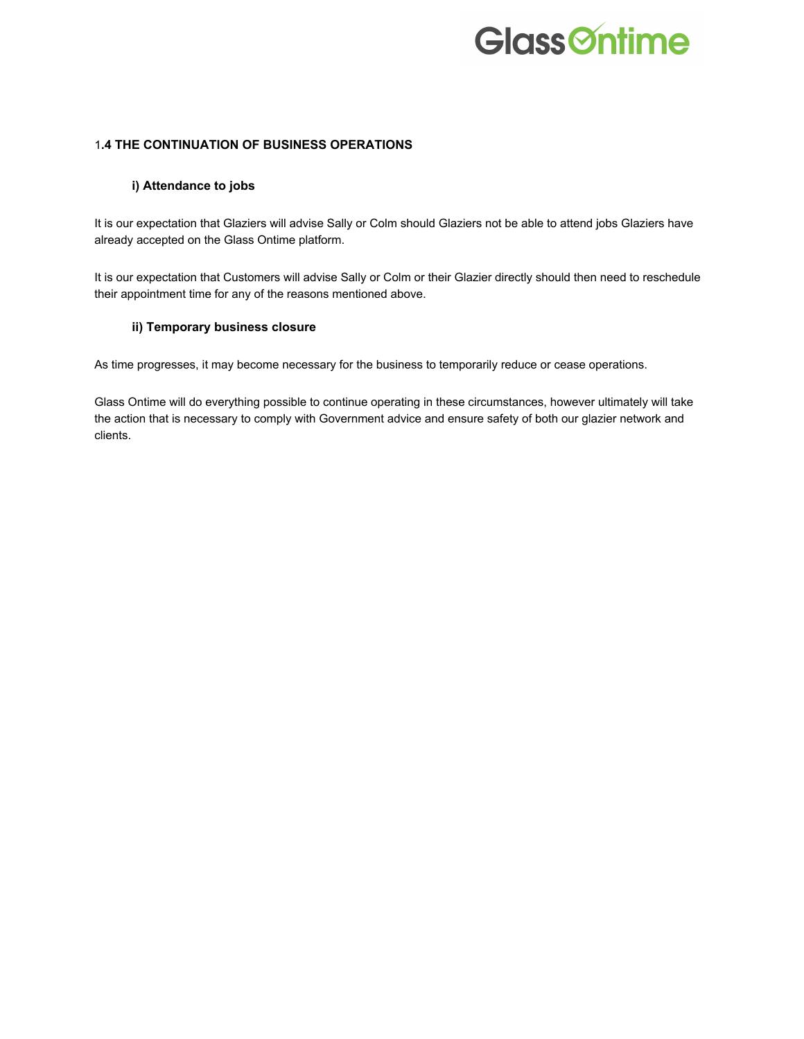## 1.4 THE CONTINUATION OF BUSINESS OPERATIONS

### i) Attendance to jobs

It is our expectation that Glaziers will advise Sally or Colm should Glaziers not be able to attend jobs Glaziers have already accepted on the Glass Ontime platform.

It is our expectation that Customers will advise Sally or Colm or their Glazier directly should then need to reschedule their appointment time for any of the reasons mentioned above.

### ii) Temporary business closure

As time progresses, it may become necessary for the business to temporarily reduce or cease operations.

Glass Ontime will do everything possible to continue operating in these circumstances, however ultimately will take the action that is necessary to comply with Government advice and ensure safety of both our glazier network and clients.